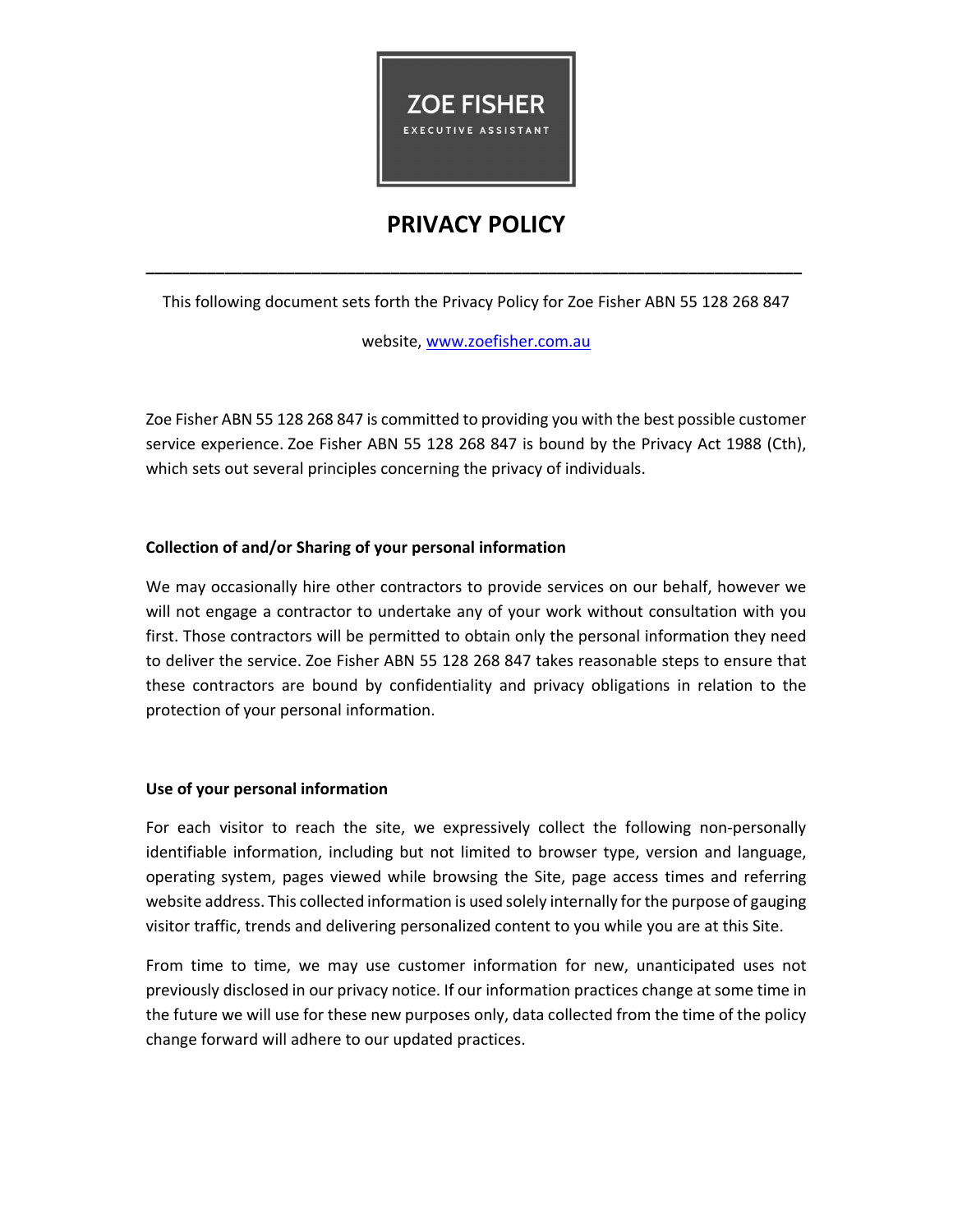ZOE FISHER

EXECUTIVE ASSISTANT

# PRIVACY POLICY

---

This following document sets forth the Privacy Policy for Zoe Fisher ABN 55 128 268 847 website, [www.zoefisher.com.au](http://www.zoefisher.com.au)

Zoe Fisher ABN 55 128 268 847 is committed to providing you with the best possible customer service experience. Zoe Fisher ABN 55 128 268 847 is bound by the Privacy Act 1988 (Cth), which sets out several principles concerning the privacy of individuals.

**Collection of and/or Sharing of your personal information**

We may occasionally hire other contractors to provide services on our behalf, however we will not engage a contractor to undertake any of your work without consultation with you first. Those contractors will be permitted to obtain only the personal information they need to deliver the service. Zoe Fisher ABN 55 128 268 847 takes reasonable steps to ensure that these contractors are bound by confidentiality and privacy obligations in relation to the protection of your personal information.

**Use of your personal information**

For each visitor to reach the site, we expressively collect the following non-personally identifiable information, including but not limited to browser type, version and language, operating system, pages viewed while browsing the Site, page access times and referring website address. This collected information is used solely internally for the purpose of gauging visitor traffic, trends and delivering personalized content to you while you are at this Site.

From time to time, we may use customer information for new, unanticipated uses not previously disclosed in our privacy notice. If our information practices change at some time in the future we will use for these new purposes only, data collected from the time of the policy change forward will adhere to our updated practices.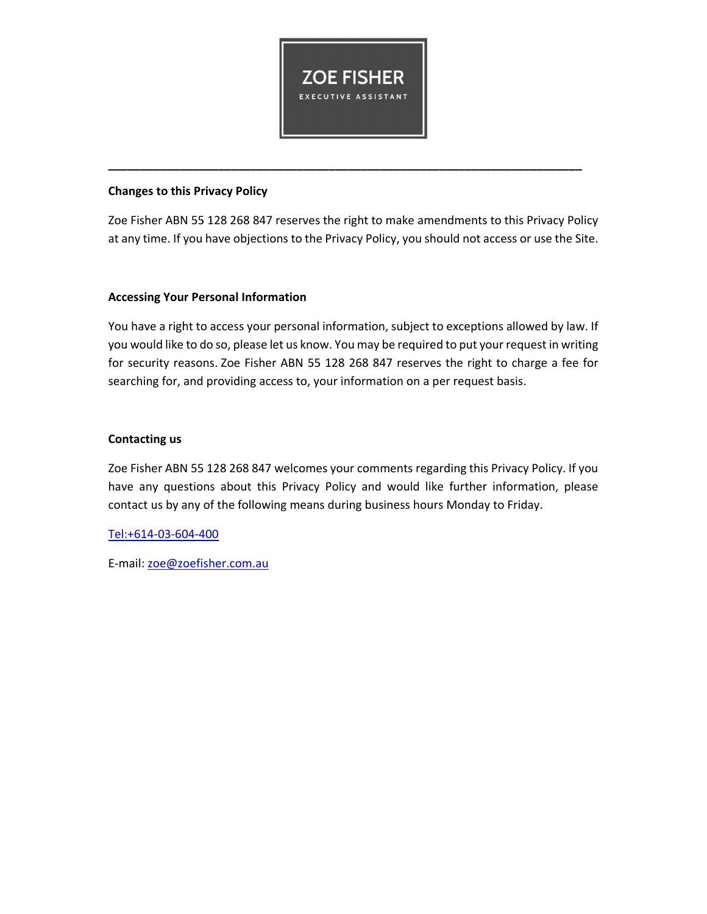ZOE FISHER

EXECUTIVE ASSISTANT

---

**Changes to this Privacy Policy**

Zoe Fisher ABN 55 128 268 847 reserves the right to make amendments to this Privacy Policy at any time. If you have objections to the Privacy Policy, you should not access or use the Site.

**Accessing Your Personal Information**

You have a right to access your personal information, subject to exceptions allowed by law. If you would like to do so, please let us know. You may be required to put your request in writing for security reasons. Zoe Fisher ABN 55 128 268 847 reserves the right to charge a fee for searching for, and providing access to, your information on a per request basis.

**Contacting us**

Zoe Fisher ABN 55 128 268 847 welcomes your comments regarding this Privacy Policy. If you have any questions about this Privacy Policy and would like further information, please contact us by any of the following means during business hours Monday to Friday.

Tel:+614-03-604-400

E-mail: zoe@zoefisher.com.au